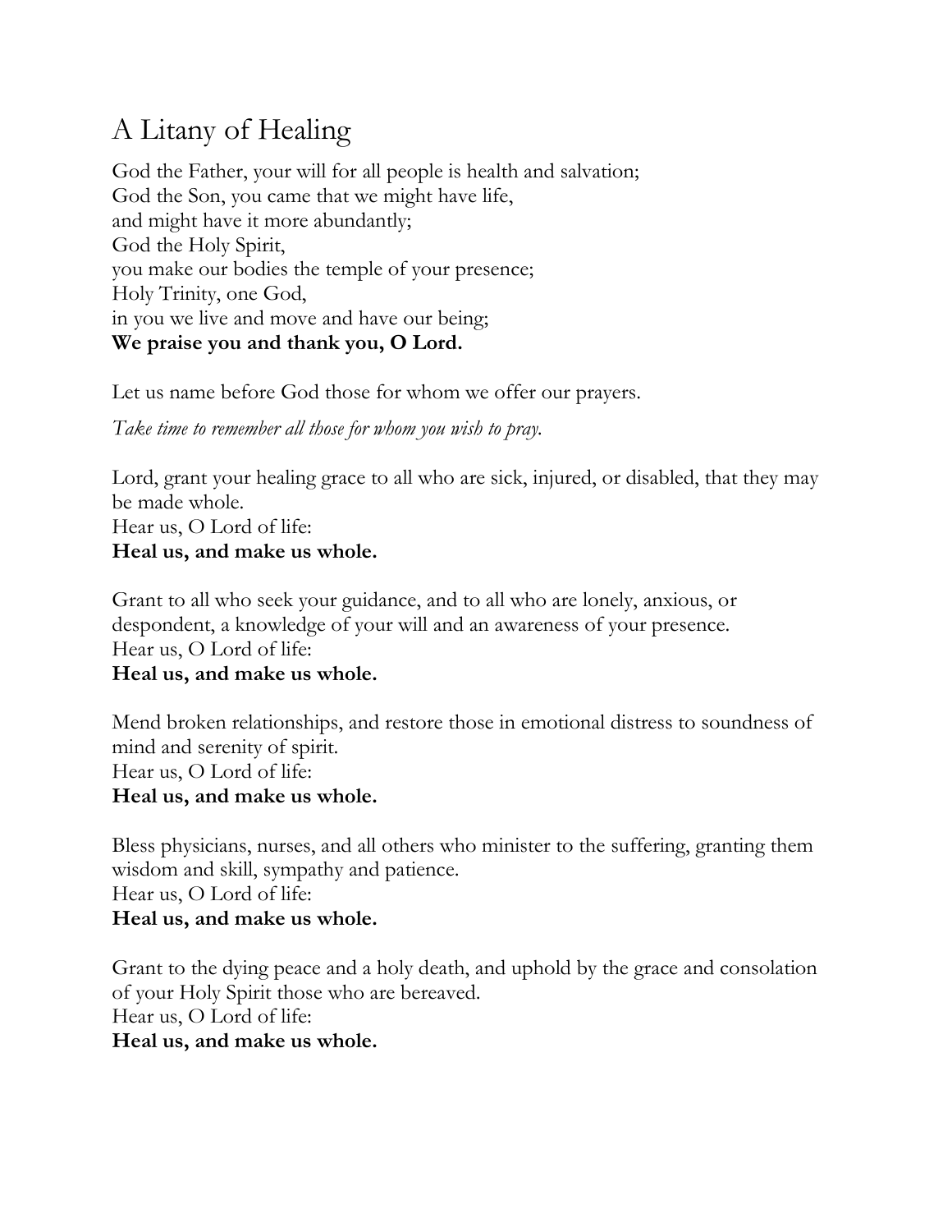# A Litany of Healing

God the Father, your will for all people is health and salvation;  
God the Son, you came that we might have life,  
and might have it more abundantly;  
God the Holy Spirit,  
you make our bodies the temple of your presence;  
Holy Trinity, one God,  
in you we live and move and have our being;  
**We praise you and thank you, O Lord.**

Let us name before God those for whom we offer our prayers.

*Take time to remember all those for whom you wish to pray.*

Lord, grant your healing grace to all who are sick, injured, or disabled, that they may be made whole.  
Hear us, O Lord of life:  
**Heal us, and make us whole.**

Grant to all who seek your guidance, and to all who are lonely, anxious, or despondent, a knowledge of your will and an awareness of your presence.  
Hear us, O Lord of life:  
**Heal us, and make us whole.**

Mend broken relationships, and restore those in emotional distress to soundness of mind and serenity of spirit.  
Hear us, O Lord of life:  
**Heal us, and make us whole.**

Bless physicians, nurses, and all others who minister to the suffering, granting them wisdom and skill, sympathy and patience.  
Hear us, O Lord of life:  
**Heal us, and make us whole.**

Grant to the dying peace and a holy death, and uphold by the grace and consolation of your Holy Spirit those who are bereaved.  
Hear us, O Lord of life:  
**Heal us, and make us whole.**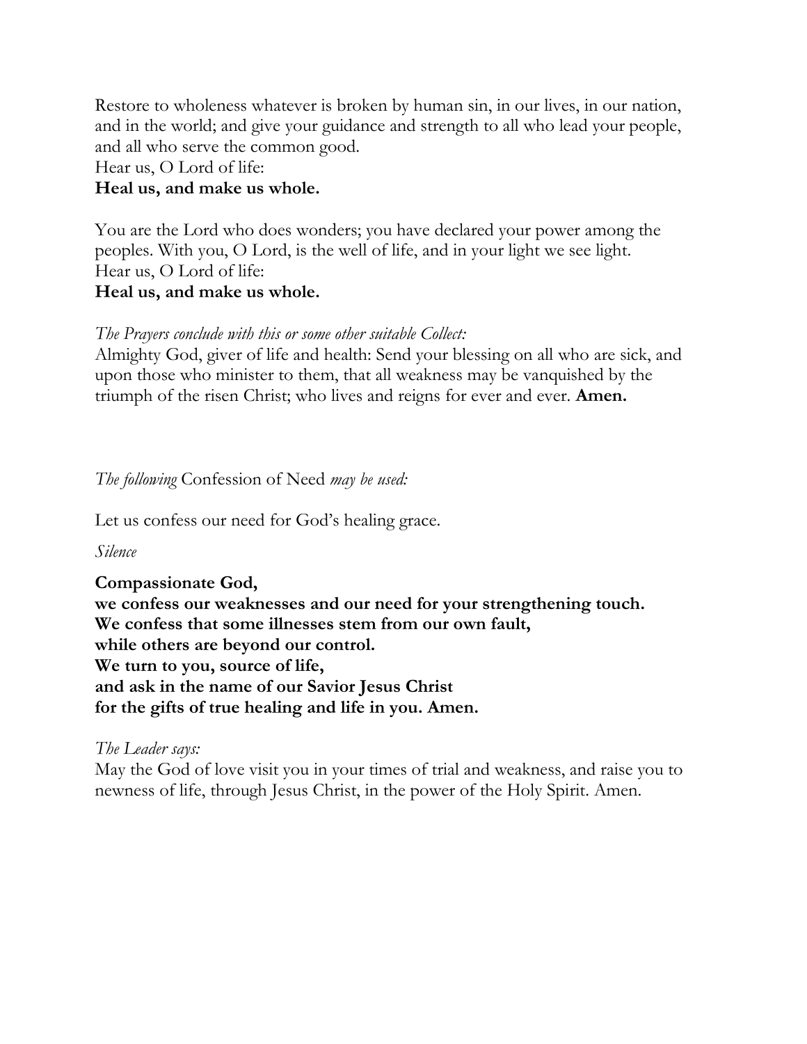Restore to wholeness whatever is broken by human sin, in our lives, in our nation, and in the world; and give your guidance and strength to all who lead your people, and all who serve the common good.
Hear us, O Lord of life:
**Heal us, and make us whole.**

You are the Lord who does wonders; you have declared your power among the peoples. With you, O Lord, is the well of life, and in your light we see light.
Hear us, O Lord of life:
**Heal us, and make us whole.**

*The Prayers conclude with this or some other suitable Collect:*
Almighty God, giver of life and health: Send your blessing on all who are sick, and upon those who minister to them, that all weakness may be vanquished by the triumph of the risen Christ; who lives and reigns for ever and ever. **Amen.**

*The following* Confession of Need *may be used:*

Let us confess our need for God's healing grace.

*Silence*

**Compassionate God,**
**we confess our weaknesses and our need for your strengthening touch.**
**We confess that some illnesses stem from our own fault,**
**while others are beyond our control.**
**We turn to you, source of life,**
**and ask in the name of our Savior Jesus Christ**
**for the gifts of true healing and life in you. Amen.**

*The Leader says:*
May the God of love visit you in your times of trial and weakness, and raise you to newness of life, through Jesus Christ, in the power of the Holy Spirit. Amen.